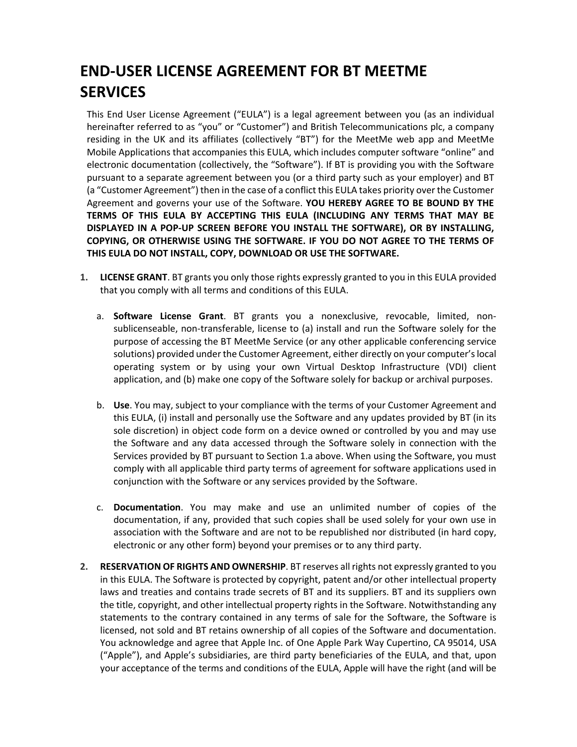# END-USER LICENSE AGREEMENT FOR BT MEETME SERVICES

This End User License Agreement ("EULA") is a legal agreement between you (as an individual hereinafter referred to as "you" or "Customer") and British Telecommunications plc, a company residing in the UK and its affiliates (collectively "BT") for the MeetMe web app and MeetMe Mobile Applications that accompanies this EULA, which includes computer software "online" and electronic documentation (collectively, the "Software"). If BT is providing you with the Software pursuant to a separate agreement between you (or a third party such as your employer) and BT (a "Customer Agreement") then in the case of a conflict this EULA takes priority over the Customer Agreement and governs your use of the Software. **YOU HEREBY AGREE TO BE BOUND BY THE TERMS OF THIS EULA BY ACCEPTING THIS EULA (INCLUDING ANY TERMS THAT MAY BE DISPLAYED IN A POP-UP SCREEN BEFORE YOU INSTALL THE SOFTWARE), OR BY INSTALLING, COPYING, OR OTHERWISE USING THE SOFTWARE. IF YOU DO NOT AGREE TO THE TERMS OF THIS EULA DO NOT INSTALL, COPY, DOWNLOAD OR USE THE SOFTWARE.**

1. **LICENSE GRANT**. BT grants you only those rights expressly granted to you in this EULA provided that you comply with all terms and conditions of this EULA.

   a. **Software License Grant**. BT grants you a nonexclusive, revocable, limited, non-sublicenseable, non-transferable, license to (a) install and run the Software solely for the purpose of accessing the BT MeetMe Service (or any other applicable conferencing service solutions) provided under the Customer Agreement, either directly on your computer's local operating system or by using your own Virtual Desktop Infrastructure (VDI) client application, and (b) make one copy of the Software solely for backup or archival purposes.

   b. **Use**. You may, subject to your compliance with the terms of your Customer Agreement and this EULA, (i) install and personally use the Software and any updates provided by BT (in its sole discretion) in object code form on a device owned or controlled by you and may use the Software and any data accessed through the Software solely in connection with the Services provided by BT pursuant to Section 1.a above. When using the Software, you must comply with all applicable third party terms of agreement for software applications used in conjunction with the Software or any services provided by the Software.

   c. **Documentation**. You may make and use an unlimited number of copies of the documentation, if any, provided that such copies shall be used solely for your own use in association with the Software and are not to be republished nor distributed (in hard copy, electronic or any other form) beyond your premises or to any third party.

2. **RESERVATION OF RIGHTS AND OWNERSHIP**. BT reserves all rights not expressly granted to you in this EULA. The Software is protected by copyright, patent and/or other intellectual property laws and treaties and contains trade secrets of BT and its suppliers. BT and its suppliers own the title, copyright, and other intellectual property rights in the Software. Notwithstanding any statements to the contrary contained in any terms of sale for the Software, the Software is licensed, not sold and BT retains ownership of all copies of the Software and documentation. You acknowledge and agree that Apple Inc. of One Apple Park Way Cupertino, CA 95014, USA ("Apple"), and Apple's subsidiaries, are third party beneficiaries of the EULA, and that, upon your acceptance of the terms and conditions of the EULA, Apple will have the right (and will be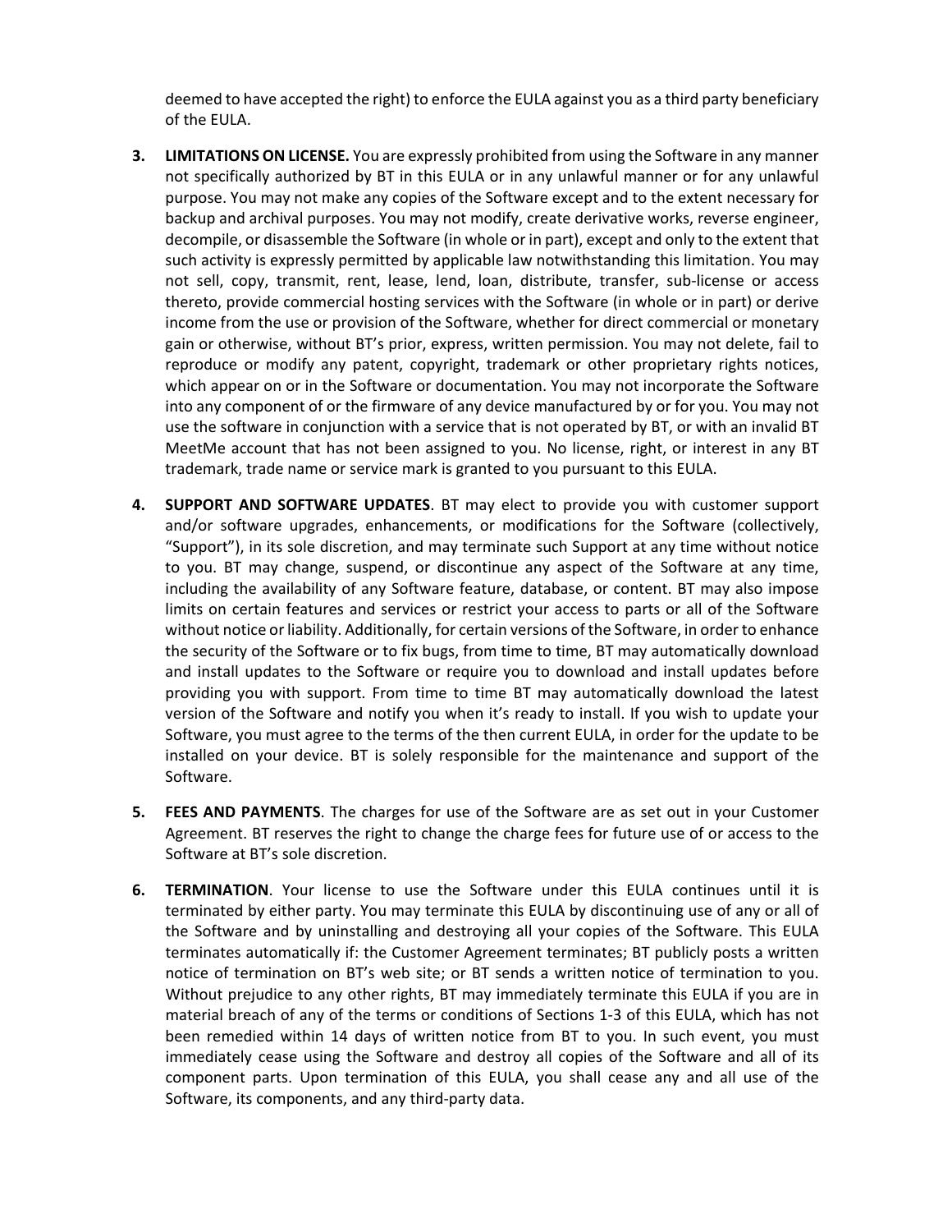deemed to have accepted the right) to enforce the EULA against you as a third party beneficiary of the EULA.

3. **LIMITATIONS ON LICENSE.** You are expressly prohibited from using the Software in any manner not specifically authorized by BT in this EULA or in any unlawful manner or for any unlawful purpose. You may not make any copies of the Software except and to the extent necessary for backup and archival purposes. You may not modify, create derivative works, reverse engineer, decompile, or disassemble the Software (in whole or in part), except and only to the extent that such activity is expressly permitted by applicable law notwithstanding this limitation. You may not sell, copy, transmit, rent, lease, lend, loan, distribute, transfer, sub-license or access thereto, provide commercial hosting services with the Software (in whole or in part) or derive income from the use or provision of the Software, whether for direct commercial or monetary gain or otherwise, without BT's prior, express, written permission. You may not delete, fail to reproduce or modify any patent, copyright, trademark or other proprietary rights notices, which appear on or in the Software or documentation. You may not incorporate the Software into any component of or the firmware of any device manufactured by or for you. You may not use the software in conjunction with a service that is not operated by BT, or with an invalid BT MeetMe account that has not been assigned to you. No license, right, or interest in any BT trademark, trade name or service mark is granted to you pursuant to this EULA.

4. **SUPPORT AND SOFTWARE UPDATES**. BT may elect to provide you with customer support and/or software upgrades, enhancements, or modifications for the Software (collectively, "Support"), in its sole discretion, and may terminate such Support at any time without notice to you. BT may change, suspend, or discontinue any aspect of the Software at any time, including the availability of any Software feature, database, or content. BT may also impose limits on certain features and services or restrict your access to parts or all of the Software without notice or liability. Additionally, for certain versions of the Software, in order to enhance the security of the Software or to fix bugs, from time to time, BT may automatically download and install updates to the Software or require you to download and install updates before providing you with support. From time to time BT may automatically download the latest version of the Software and notify you when it's ready to install. If you wish to update your Software, you must agree to the terms of the then current EULA, in order for the update to be installed on your device. BT is solely responsible for the maintenance and support of the Software.

5. **FEES AND PAYMENTS**. The charges for use of the Software are as set out in your Customer Agreement. BT reserves the right to change the charge fees for future use of or access to the Software at BT's sole discretion.

6. **TERMINATION**. Your license to use the Software under this EULA continues until it is terminated by either party. You may terminate this EULA by discontinuing use of any or all of the Software and by uninstalling and destroying all your copies of the Software. This EULA terminates automatically if: the Customer Agreement terminates; BT publicly posts a written notice of termination on BT's web site; or BT sends a written notice of termination to you. Without prejudice to any other rights, BT may immediately terminate this EULA if you are in material breach of any of the terms or conditions of Sections 1-3 of this EULA, which has not been remedied within 14 days of written notice from BT to you. In such event, you must immediately cease using the Software and destroy all copies of the Software and all of its component parts. Upon termination of this EULA, you shall cease any and all use of the Software, its components, and any third-party data.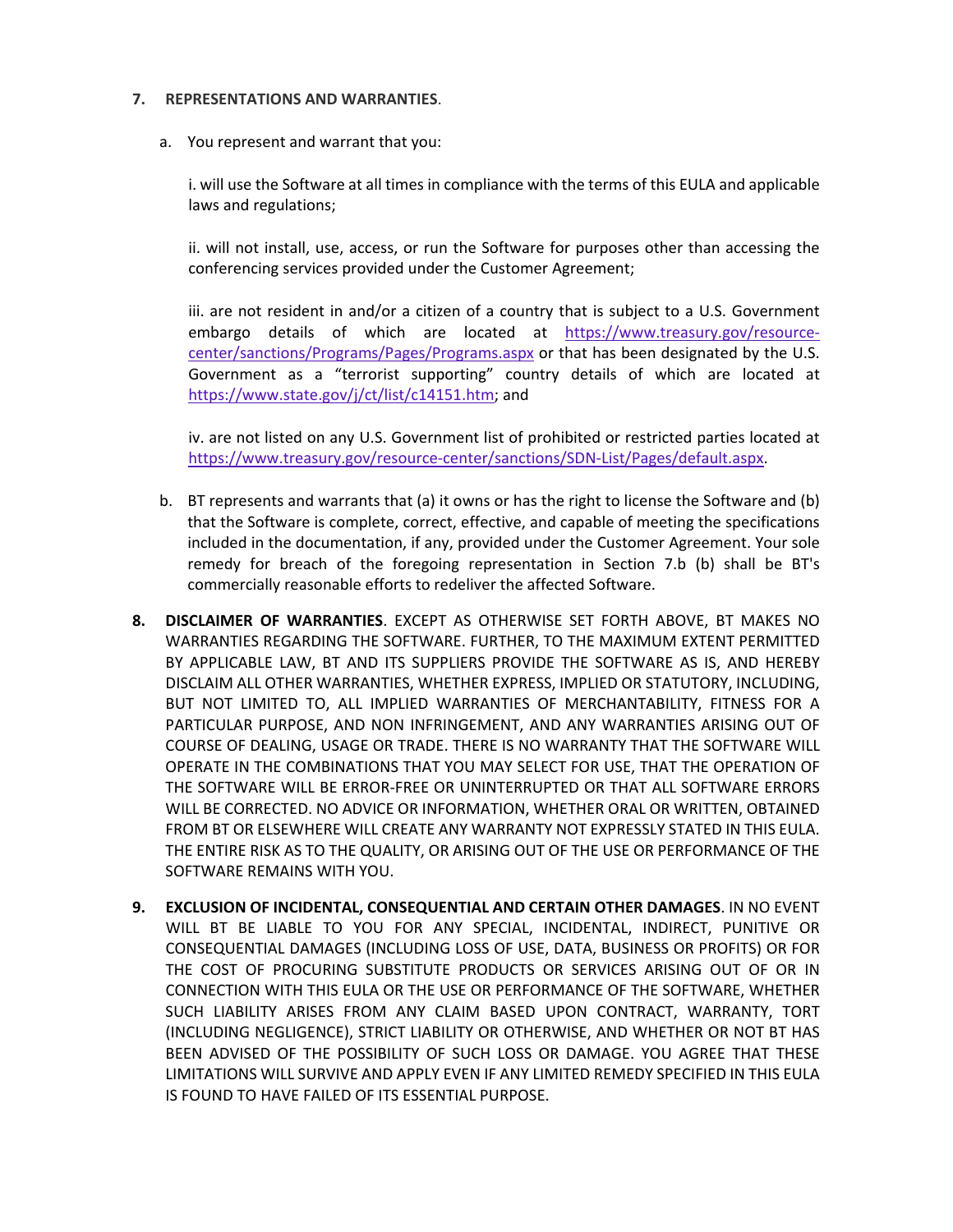7. **REPRESENTATIONS AND WARRANTIES**.

a. You represent and warrant that you:

i. will use the Software at all times in compliance with the terms of this EULA and applicable laws and regulations;

ii. will not install, use, access, or run the Software for purposes other than accessing the conferencing services provided under the Customer Agreement;

iii. are not resident in and/or a citizen of a country that is subject to a U.S. Government embargo details of which are located at https://www.treasury.gov/resource-center/sanctions/Programs/Pages/Programs.aspx or that has been designated by the U.S. Government as a "terrorist supporting" country details of which are located at https://www.state.gov/j/ct/list/c14151.htm; and

iv. are not listed on any U.S. Government list of prohibited or restricted parties located at https://www.treasury.gov/resource-center/sanctions/SDN-List/Pages/default.aspx.

b. BT represents and warrants that (a) it owns or has the right to license the Software and (b) that the Software is complete, correct, effective, and capable of meeting the specifications included in the documentation, if any, provided under the Customer Agreement. Your sole remedy for breach of the foregoing representation in Section 7.b (b) shall be BT's commercially reasonable efforts to redeliver the affected Software.

8. **DISCLAIMER OF WARRANTIES**. EXCEPT AS OTHERWISE SET FORTH ABOVE, BT MAKES NO WARRANTIES REGARDING THE SOFTWARE. FURTHER, TO THE MAXIMUM EXTENT PERMITTED BY APPLICABLE LAW, BT AND ITS SUPPLIERS PROVIDE THE SOFTWARE AS IS, AND HEREBY DISCLAIM ALL OTHER WARRANTIES, WHETHER EXPRESS, IMPLIED OR STATUTORY, INCLUDING, BUT NOT LIMITED TO, ALL IMPLIED WARRANTIES OF MERCHANTABILITY, FITNESS FOR A PARTICULAR PURPOSE, AND NON INFRINGEMENT, AND ANY WARRANTIES ARISING OUT OF COURSE OF DEALING, USAGE OR TRADE. THERE IS NO WARRANTY THAT THE SOFTWARE WILL OPERATE IN THE COMBINATIONS THAT YOU MAY SELECT FOR USE, THAT THE OPERATION OF THE SOFTWARE WILL BE ERROR-FREE OR UNINTERRUPTED OR THAT ALL SOFTWARE ERRORS WILL BE CORRECTED. NO ADVICE OR INFORMATION, WHETHER ORAL OR WRITTEN, OBTAINED FROM BT OR ELSEWHERE WILL CREATE ANY WARRANTY NOT EXPRESSLY STATED IN THIS EULA. THE ENTIRE RISK AS TO THE QUALITY, OR ARISING OUT OF THE USE OR PERFORMANCE OF THE SOFTWARE REMAINS WITH YOU.

9. **EXCLUSION OF INCIDENTAL, CONSEQUENTIAL AND CERTAIN OTHER DAMAGES**. IN NO EVENT WILL BT BE LIABLE TO YOU FOR ANY SPECIAL, INCIDENTAL, INDIRECT, PUNITIVE OR CONSEQUENTIAL DAMAGES (INCLUDING LOSS OF USE, DATA, BUSINESS OR PROFITS) OR FOR THE COST OF PROCURING SUBSTITUTE PRODUCTS OR SERVICES ARISING OUT OF OR IN CONNECTION WITH THIS EULA OR THE USE OR PERFORMANCE OF THE SOFTWARE, WHETHER SUCH LIABILITY ARISES FROM ANY CLAIM BASED UPON CONTRACT, WARRANTY, TORT (INCLUDING NEGLIGENCE), STRICT LIABILITY OR OTHERWISE, AND WHETHER OR NOT BT HAS BEEN ADVISED OF THE POSSIBILITY OF SUCH LOSS OR DAMAGE. YOU AGREE THAT THESE LIMITATIONS WILL SURVIVE AND APPLY EVEN IF ANY LIMITED REMEDY SPECIFIED IN THIS EULA IS FOUND TO HAVE FAILED OF ITS ESSENTIAL PURPOSE.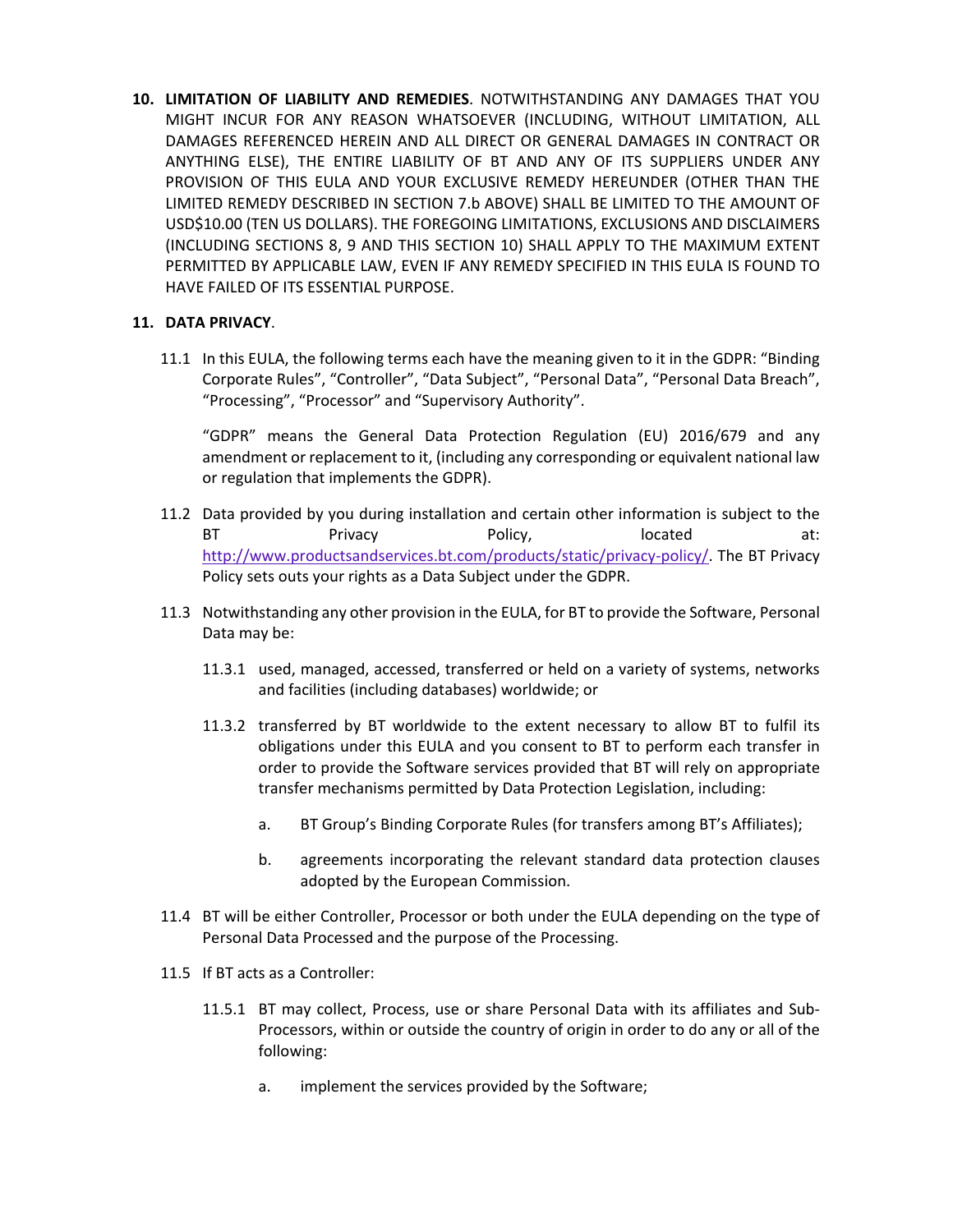**10. LIMITATION OF LIABILITY AND REMEDIES**. NOTWITHSTANDING ANY DAMAGES THAT YOU MIGHT INCUR FOR ANY REASON WHATSOEVER (INCLUDING, WITHOUT LIMITATION, ALL DAMAGES REFERENCED HEREIN AND ALL DIRECT OR GENERAL DAMAGES IN CONTRACT OR ANYTHING ELSE), THE ENTIRE LIABILITY OF BT AND ANY OF ITS SUPPLIERS UNDER ANY PROVISION OF THIS EULA AND YOUR EXCLUSIVE REMEDY HEREUNDER (OTHER THAN THE LIMITED REMEDY DESCRIBED IN SECTION 7.b ABOVE) SHALL BE LIMITED TO THE AMOUNT OF USD$10.00 (TEN US DOLLARS). THE FOREGOING LIMITATIONS, EXCLUSIONS AND DISCLAIMERS (INCLUDING SECTIONS 8, 9 AND THIS SECTION 10) SHALL APPLY TO THE MAXIMUM EXTENT PERMITTED BY APPLICABLE LAW, EVEN IF ANY REMEDY SPECIFIED IN THIS EULA IS FOUND TO HAVE FAILED OF ITS ESSENTIAL PURPOSE.

**11. DATA PRIVACY**.

11.1 In this EULA, the following terms each have the meaning given to it in the GDPR: "Binding Corporate Rules", "Controller", "Data Subject", "Personal Data", "Personal Data Breach", "Processing", "Processor" and "Supervisory Authority".

"GDPR" means the General Data Protection Regulation (EU) 2016/679 and any amendment or replacement to it, (including any corresponding or equivalent national law or regulation that implements the GDPR).

11.2 Data provided by you during installation and certain other information is subject to the BT Privacy Policy, located at: http://www.productsandservices.bt.com/products/static/privacy-policy/. The BT Privacy Policy sets outs your rights as a Data Subject under the GDPR.

11.3 Notwithstanding any other provision in the EULA, for BT to provide the Software, Personal Data may be:

11.3.1 used, managed, accessed, transferred or held on a variety of systems, networks and facilities (including databases) worldwide; or

11.3.2 transferred by BT worldwide to the extent necessary to allow BT to fulfil its obligations under this EULA and you consent to BT to perform each transfer in order to provide the Software services provided that BT will rely on appropriate transfer mechanisms permitted by Data Protection Legislation, including:

a. BT Group's Binding Corporate Rules (for transfers among BT's Affiliates);

b. agreements incorporating the relevant standard data protection clauses adopted by the European Commission.

11.4 BT will be either Controller, Processor or both under the EULA depending on the type of Personal Data Processed and the purpose of the Processing.

11.5 If BT acts as a Controller:

11.5.1 BT may collect, Process, use or share Personal Data with its affiliates and Sub-Processors, within or outside the country of origin in order to do any or all of the following:

a. implement the services provided by the Software;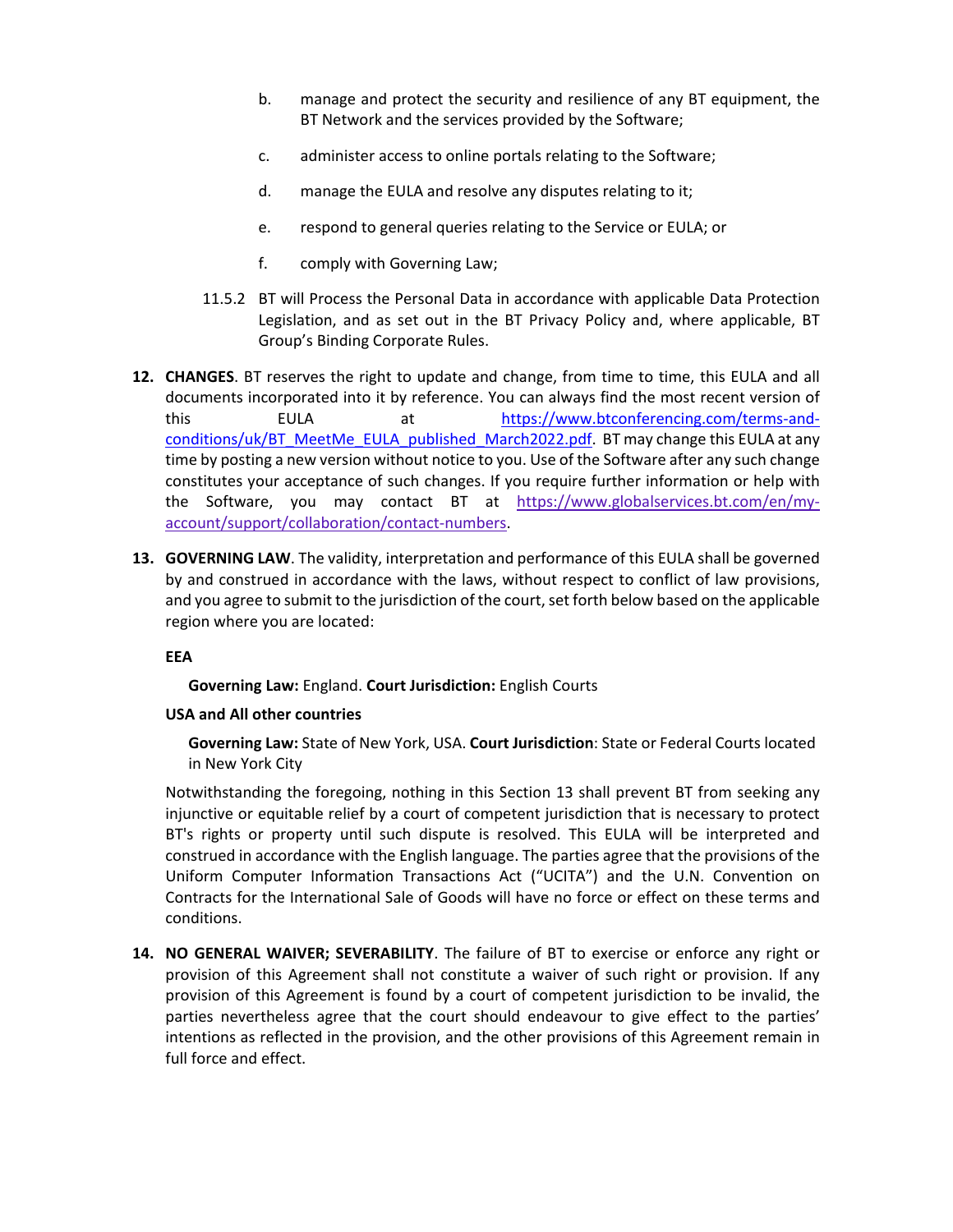b. manage and protect the security and resilience of any BT equipment, the BT Network and the services provided by the Software;

c. administer access to online portals relating to the Software;

d. manage the EULA and resolve any disputes relating to it;

e. respond to general queries relating to the Service or EULA; or

f. comply with Governing Law;

11.5.2 BT will Process the Personal Data in accordance with applicable Data Protection Legislation, and as set out in the BT Privacy Policy and, where applicable, BT Group's Binding Corporate Rules.

**12. CHANGES**. BT reserves the right to update and change, from time to time, this EULA and all documents incorporated into it by reference. You can always find the most recent version of this EULA at https://www.btconferencing.com/terms-and-conditions/uk/BT_MeetMe_EULA_published_March2022.pdf. BT may change this EULA at any time by posting a new version without notice to you. Use of the Software after any such change constitutes your acceptance of such changes. If you require further information or help with the Software, you may contact BT at https://www.globalservices.bt.com/en/my-account/support/collaboration/contact-numbers.

**13. GOVERNING LAW**. The validity, interpretation and performance of this EULA shall be governed by and construed in accordance with the laws, without respect to conflict of law provisions, and you agree to submit to the jurisdiction of the court, set forth below based on the applicable region where you are located:

**EEA**

**Governing Law:** England. **Court Jurisdiction:** English Courts

**USA and All other countries**

**Governing Law:** State of New York, USA. **Court Jurisdiction**: State or Federal Courts located in New York City

Notwithstanding the foregoing, nothing in this Section 13 shall prevent BT from seeking any injunctive or equitable relief by a court of competent jurisdiction that is necessary to protect BT's rights or property until such dispute is resolved. This EULA will be interpreted and construed in accordance with the English language. The parties agree that the provisions of the Uniform Computer Information Transactions Act ("UCITA") and the U.N. Convention on Contracts for the International Sale of Goods will have no force or effect on these terms and conditions.

**14. NO GENERAL WAIVER; SEVERABILITY**. The failure of BT to exercise or enforce any right or provision of this Agreement shall not constitute a waiver of such right or provision. If any provision of this Agreement is found by a court of competent jurisdiction to be invalid, the parties nevertheless agree that the court should endeavour to give effect to the parties' intentions as reflected in the provision, and the other provisions of this Agreement remain in full force and effect.